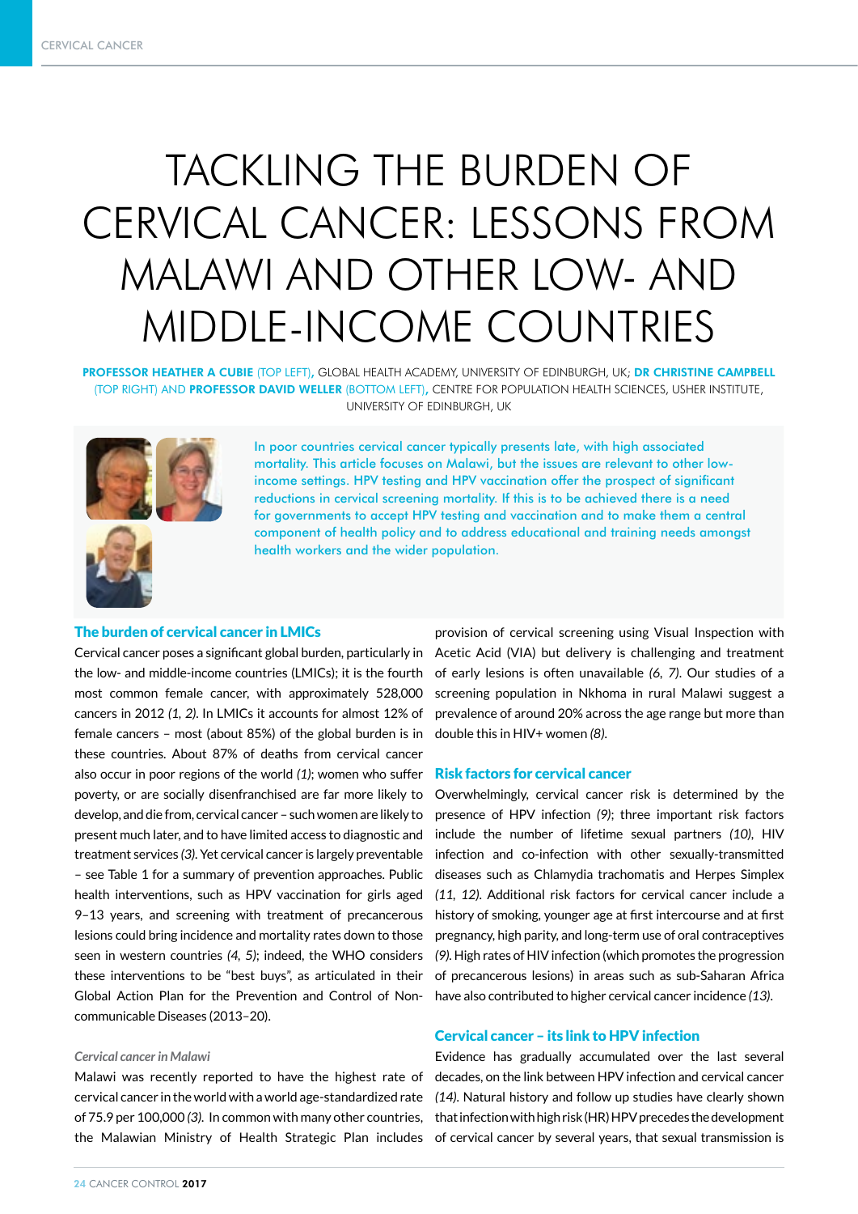# TACKLING THE BURDEN OF CERVICAL CANCER: LESSONS FROM MALAWI AND OTHER LOW- AND MIDDLE-INCOME COUNTRIES

**PROFESSOR HEATHER A CUBIE** (TOP LEFT), GLOBAL HEALTH ACADEMY, UNIVERSITY OF EDINBURGH, UK; **DR CHRISTINE CAMPBELL** (TOP RIGHT) AND **PROFESSOR DAVID WELLER** (BOTTOM LEFT), CENTRE FOR POPULATION HEALTH SCIENCES, USHER INSTITUTE, UNIVERSITY OF EDINBURGH, UK

In poor countries cervical cancer typically presents late, with high associated mortality. This article focuses on Malawi, but the issues are relevant to other low-income settings. HPV testing and HPV vaccination offer the prospect of significant reductions in cervical screening mortality. If this is to be achieved there is a need for governments to accept HPV testing and vaccination and to make them a central component of health policy and to address educational and training needs amongst health workers and the wider population.

## The burden of cervical cancer in LMICs

Cervical cancer poses a significant global burden, particularly in the low- and middle-income countries (LMICs); it is the fourth most common female cancer, with approximately 528,000 cancers in 2012 *(1, 2)*. In LMICs it accounts for almost 12% of female cancers – most (about 85%) of the global burden is in these countries. About 87% of deaths from cervical cancer also occur in poor regions of the world *(1)*; women who suffer poverty, or are socially disenfranchised are far more likely to develop, and die from, cervical cancer – such women are likely to present much later, and to have limited access to diagnostic and treatment services *(3)*. Yet cervical cancer is largely preventable – see Table 1 for a summary of prevention approaches. Public health interventions, such as HPV vaccination for girls aged 9–13 years, and screening with treatment of precancerous lesions could bring incidence and mortality rates down to those seen in western countries *(4, 5)*; indeed, the WHO considers these interventions to be "best buys", as articulated in their Global Action Plan for the Prevention and Control of Non-communicable Diseases (2013–20).

### *Cervical cancer in Malawi*

Malawi was recently reported to have the highest rate of cervical cancer in the world with a world age-standardized rate of 75.9 per 100,000 *(3)*. In common with many other countries, the Malawian Ministry of Health Strategic Plan includes provision of cervical screening using Visual Inspection with Acetic Acid (VIA) but delivery is challenging and treatment of early lesions is often unavailable *(6, 7)*. Our studies of a screening population in Nkhoma in rural Malawi suggest a prevalence of around 20% across the age range but more than double this in HIV+ women *(8)*.

## Risk factors for cervical cancer

Overwhelmingly, cervical cancer risk is determined by the presence of HPV infection *(9)*; three important risk factors include the number of lifetime sexual partners *(10)*, HIV infection and co-infection with other sexually-transmitted diseases such as Chlamydia trachomatis and Herpes Simplex *(11, 12)*. Additional risk factors for cervical cancer include a history of smoking, younger age at first intercourse and at first pregnancy, high parity, and long-term use of oral contraceptives *(9)*. High rates of HIV infection (which promotes the progression of precancerous lesions) in areas such as sub-Saharan Africa have also contributed to higher cervical cancer incidence *(13)*.

## Cervical cancer – its link to HPV infection

Evidence has gradually accumulated over the last several decades, on the link between HPV infection and cervical cancer *(14)*. Natural history and follow up studies have clearly shown that infection with high risk (HR) HPV precedes the development of cervical cancer by several years, that sexual transmission is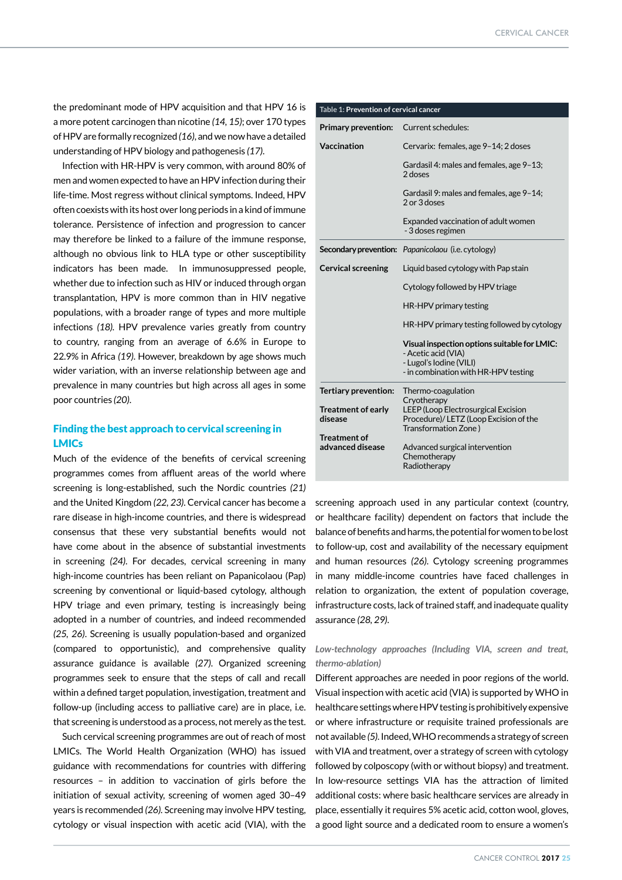the predominant mode of HPV acquisition and that HPV 16 is a more potent carcinogen than nicotine *(14, 15)*; over 170 types of HPV are formally recognized *(16)*, and we now have a detailed understanding of HPV biology and pathogenesis *(17)*.

Infection with HR-HPV is very common, with around 80% of men and women expected to have an HPV infection during their life-time. Most regress without clinical symptoms. Indeed, HPV often coexists with its host over long periods in a kind of immune tolerance. Persistence of infection and progression to cancer may therefore be linked to a failure of the immune response, although no obvious link to HLA type or other susceptibility indicators has been made. In immunosuppressed people, whether due to infection such as HIV or induced through organ transplantation, HPV is more common than in HIV negative populations, with a broader range of types and more multiple infections *(18)*. HPV prevalence varies greatly from country to country, ranging from an average of 6.6% in Europe to 22.9% in Africa *(19)*. However, breakdown by age shows much wider variation, with an inverse relationship between age and prevalence in many countries but high across all ages in some poor countries *(20)*.

## Finding the best approach to cervical screening in LMICs

Much of the evidence of the benefits of cervical screening programmes comes from affluent areas of the world where screening is long-established, such the Nordic countries *(21)* and the United Kingdom *(22, 23)*. Cervical cancer has become a rare disease in high-income countries, and there is widespread consensus that these very substantial benefits would not have come about in the absence of substantial investments in screening *(24)*. For decades, cervical screening in many high-income countries has been reliant on Papanicolaou (Pap) screening by conventional or liquid-based cytology, although HPV triage and even primary, testing is increasingly being adopted in a number of countries, and indeed recommended *(25, 26)*. Screening is usually population-based and organized (compared to opportunistic), and comprehensive quality assurance guidance is available *(27)*. Organized screening programmes seek to ensure that the steps of call and recall within a defined target population, investigation, treatment and follow-up (including access to palliative care) are in place, i.e. that screening is understood as a process, not merely as the test.

Such cervical screening programmes are out of reach of most LMICs. The World Health Organization (WHO) has issued guidance with recommendations for countries with differing resources – in addition to vaccination of girls before the initiation of sexual activity, screening of women aged 30–49 years is recommended *(26)*. Screening may involve HPV testing, cytology or visual inspection with acetic acid (VIA), with the

**Table 1: Prevention of cervical cancer**

| | |
|---|---|
| **Primary prevention:** | Current schedules: |
| **Vaccination** | Cervarix: females, age 9–14; 2 doses |
| | Gardasil 4: males and females, age 9–13; 2 doses |
| | Gardasil 9: males and females, age 9–14; 2 or 3 doses |
| | Expanded vaccination of adult women - 3 doses regimen |
| **Secondary prevention:** | *Papanicolaou* (i.e. cytology) |
| **Cervical screening** | Liquid based cytology with Pap stain |
| | Cytology followed by HPV triage |
| | HR-HPV primary testing |
| | HR-HPV primary testing followed by cytology |
| | **Visual inspection options suitable for LMIC:** - Acetic acid (VIA) - Lugol's Iodine (VILI) - in combination with HR-HPV testing |
| **Tertiary prevention:** | Thermo-coagulation Cryotherapy |
| **Treatment of early disease** | LEEP (Loop Electrosurgical Excision Procedure)/ LETZ (Loop Excision of the Transformation Zone ) |
| **Treatment of advanced disease** | Advanced surgical intervention Chemotherapy Radiotherapy |

screening approach used in any particular context (country, or healthcare facility) dependent on factors that include the balance of benefits and harms, the potential for women to be lost to follow-up, cost and availability of the necessary equipment and human resources *(26)*. Cytology screening programmes in many middle-income countries have faced challenges in relation to organization, the extent of population coverage, infrastructure costs, lack of trained staff, and inadequate quality assurance *(28, 29)*.

### *Low-technology approaches (Including VIA, screen and treat, thermo-ablation)*

Different approaches are needed in poor regions of the world. Visual inspection with acetic acid (VIA) is supported by WHO in healthcare settings where HPV testing is prohibitively expensive or where infrastructure or requisite trained professionals are not available *(5)*. Indeed, WHO recommends a strategy of screen with VIA and treatment, over a strategy of screen with cytology followed by colposcopy (with or without biopsy) and treatment. In low-resource settings VIA has the attraction of limited additional costs: where basic healthcare services are already in place, essentially it requires 5% acetic acid, cotton wool, gloves, a good light source and a dedicated room to ensure a women's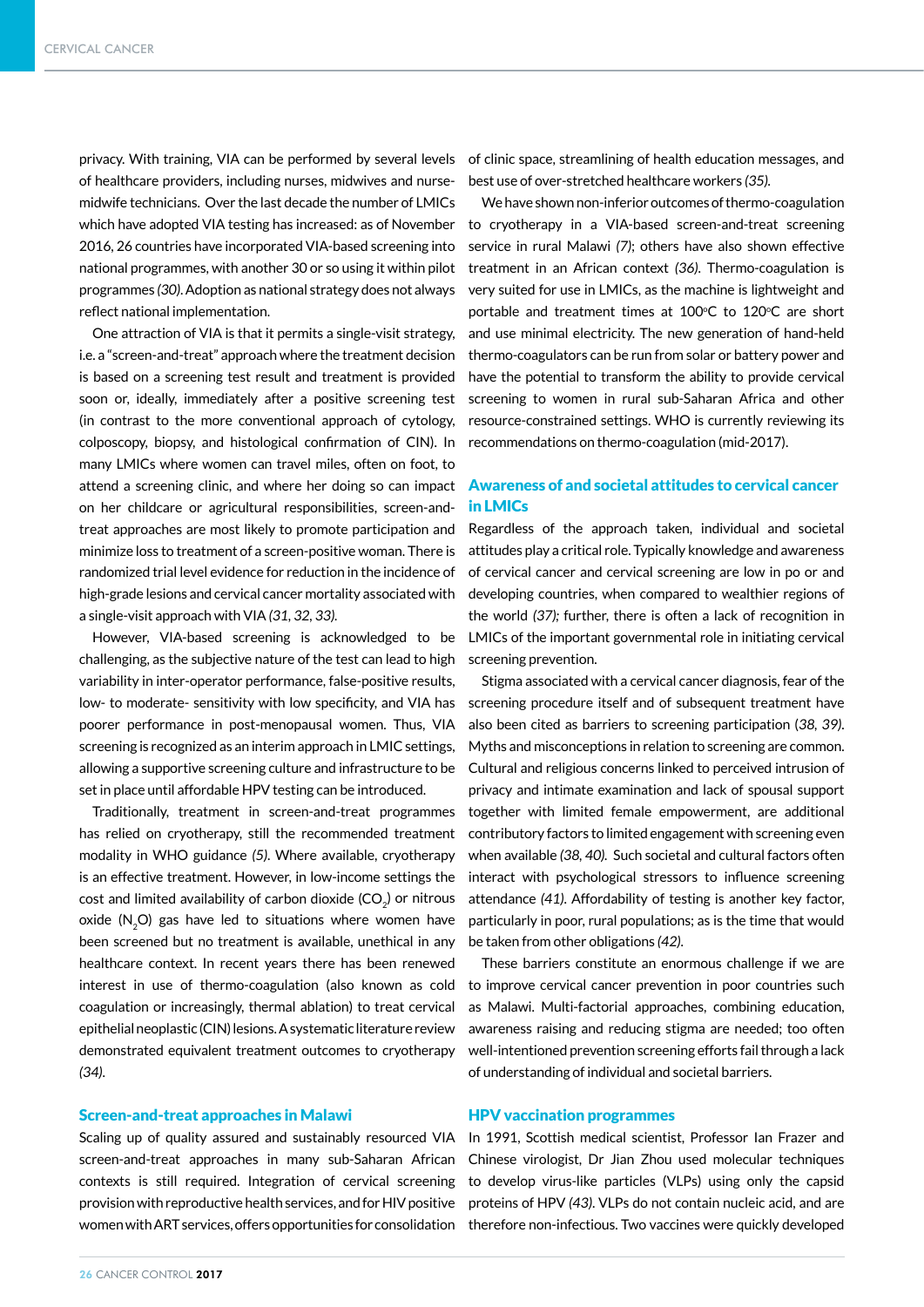privacy. With training, VIA can be performed by several levels of healthcare providers, including nurses, midwives and nurse-midwife technicians. Over the last decade the number of LMICs which have adopted VIA testing has increased: as of November 2016, 26 countries have incorporated VIA-based screening into national programmes, with another 30 or so using it within pilot programmes *(30)*. Adoption as national strategy does not always reflect national implementation.

One attraction of VIA is that it permits a single-visit strategy, i.e. a "screen-and-treat" approach where the treatment decision is based on a screening test result and treatment is provided soon or, ideally, immediately after a positive screening test (in contrast to the more conventional approach of cytology, colposcopy, biopsy, and histological confirmation of CIN). In many LMICs where women can travel miles, often on foot, to attend a screening clinic, and where her doing so can impact on her childcare or agricultural responsibilities, screen-and-treat approaches are most likely to promote participation and minimize loss to treatment of a screen-positive woman. There is randomized trial level evidence for reduction in the incidence of high-grade lesions and cervical cancer mortality associated with a single-visit approach with VIA *(31, 32, 33)*.

However, VIA-based screening is acknowledged to be challenging, as the subjective nature of the test can lead to high variability in inter-operator performance, false-positive results, low- to moderate- sensitivity with low specificity, and VIA has poorer performance in post-menopausal women. Thus, VIA screening is recognized as an interim approach in LMIC settings, allowing a supportive screening culture and infrastructure to be set in place until affordable HPV testing can be introduced.

Traditionally, treatment in screen-and-treat programmes has relied on cryotherapy, still the recommended treatment modality in WHO guidance *(5)*. Where available, cryotherapy is an effective treatment. However, in low-income settings the cost and limited availability of carbon dioxide ($CO_2$) or nitrous oxide ($N_2O$) gas have led to situations where women have been screened but no treatment is available, unethical in any healthcare context. In recent years there has been renewed interest in use of thermo-coagulation (also known as cold coagulation or increasingly, thermal ablation) to treat cervical epithelial neoplastic (CIN) lesions. A systematic literature review demonstrated equivalent treatment outcomes to cryotherapy *(34)*.

## Screen-and-treat approaches in Malawi

Scaling up of quality assured and sustainably resourced VIA screen-and-treat approaches in many sub-Saharan African contexts is still required. Integration of cervical screening provision with reproductive health services, and for HIV positive women with ART services, offers opportunities for consolidation of clinic space, streamlining of health education messages, and best use of over-stretched healthcare workers *(35)*.

We have shown non-inferior outcomes of thermo-coagulation to cryotherapy in a VIA-based screen-and-treat screening service in rural Malawi *(7)*; others have also shown effective treatment in an African context *(36)*. Thermo-coagulation is very suited for use in LMICs, as the machine is lightweight and portable and treatment times at 100°C to 120°C are short and use minimal electricity. The new generation of hand-held thermo-coagulators can be run from solar or battery power and have the potential to transform the ability to provide cervical screening to women in rural sub-Saharan Africa and other resource-constrained settings. WHO is currently reviewing its recommendations on thermo-coagulation (mid-2017).

## Awareness of and societal attitudes to cervical cancer in LMICs

Regardless of the approach taken, individual and societal attitudes play a critical role. Typically knowledge and awareness of cervical cancer and cervical screening are low in po or and developing countries, when compared to wealthier regions of the world *(37)*; further, there is often a lack of recognition in LMICs of the important governmental role in initiating cervical screening prevention.

Stigma associated with a cervical cancer diagnosis, fear of the screening procedure itself and of subsequent treatment have also been cited as barriers to screening participation *(38, 39)*. Myths and misconceptions in relation to screening are common. Cultural and religious concerns linked to perceived intrusion of privacy and intimate examination and lack of spousal support together with limited female empowerment, are additional contributory factors to limited engagement with screening even when available *(38, 40)*. Such societal and cultural factors often interact with psychological stressors to influence screening attendance *(41)*. Affordability of testing is another key factor, particularly in poor, rural populations; as is the time that would be taken from other obligations *(42)*.

These barriers constitute an enormous challenge if we are to improve cervical cancer prevention in poor countries such as Malawi. Multi-factorial approaches, combining education, awareness raising and reducing stigma are needed; too often well-intentioned prevention screening efforts fail through a lack of understanding of individual and societal barriers.

## HPV vaccination programmes

In 1991, Scottish medical scientist, Professor Ian Frazer and Chinese virologist, Dr Jian Zhou used molecular techniques to develop virus-like particles (VLPs) using only the capsid proteins of HPV *(43)*. VLPs do not contain nucleic acid, and are therefore non-infectious. Two vaccines were quickly developed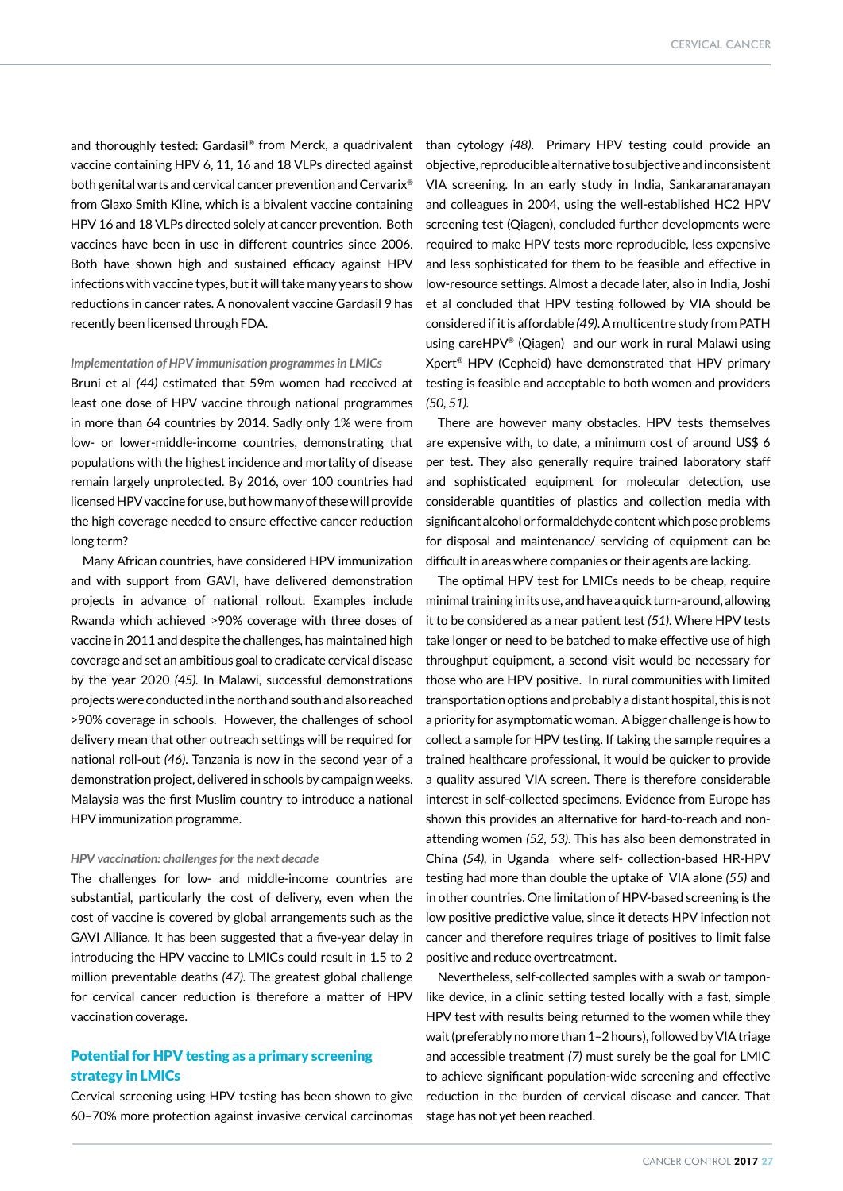and thoroughly tested: Gardasil® from Merck, a quadrivalent vaccine containing HPV 6, 11, 16 and 18 VLPs directed against both genital warts and cervical cancer prevention and Cervarix® from Glaxo Smith Kline, which is a bivalent vaccine containing HPV 16 and 18 VLPs directed solely at cancer prevention. Both vaccines have been in use in different countries since 2006. Both have shown high and sustained efficacy against HPV infections with vaccine types, but it will take many years to show reductions in cancer rates. A nonovalent vaccine Gardasil 9 has recently been licensed through FDA.

*Implementation of HPV immunisation programmes in LMICs*

Bruni et al *(44)* estimated that 59m women had received at least one dose of HPV vaccine through national programmes in more than 64 countries by 2014. Sadly only 1% were from low- or lower-middle-income countries, demonstrating that populations with the highest incidence and mortality of disease remain largely unprotected. By 2016, over 100 countries had licensed HPV vaccine for use, but how many of these will provide the high coverage needed to ensure effective cancer reduction long term?

Many African countries, have considered HPV immunization and with support from GAVI, have delivered demonstration projects in advance of national rollout. Examples include Rwanda which achieved >90% coverage with three doses of vaccine in 2011 and despite the challenges, has maintained high coverage and set an ambitious goal to eradicate cervical disease by the year 2020 *(45)*. In Malawi, successful demonstrations projects were conducted in the north and south and also reached >90% coverage in schools. However, the challenges of school delivery mean that other outreach settings will be required for national roll-out *(46)*. Tanzania is now in the second year of a demonstration project, delivered in schools by campaign weeks. Malaysia was the first Muslim country to introduce a national HPV immunization programme.

*HPV vaccination: challenges for the next decade*

The challenges for low- and middle-income countries are substantial, particularly the cost of delivery, even when the cost of vaccine is covered by global arrangements such as the GAVI Alliance. It has been suggested that a five-year delay in introducing the HPV vaccine to LMICs could result in 1.5 to 2 million preventable deaths *(47)*. The greatest global challenge for cervical cancer reduction is therefore a matter of HPV vaccination coverage.

## Potential for HPV testing as a primary screening strategy in LMICs

Cervical screening using HPV testing has been shown to give 60–70% more protection against invasive cervical carcinomas than cytology *(48)*. Primary HPV testing could provide an objective, reproducible alternative to subjective and inconsistent VIA screening. In an early study in India, Sankaranaranayan and colleagues in 2004, using the well-established HC2 HPV screening test (Qiagen), concluded further developments were required to make HPV tests more reproducible, less expensive and less sophisticated for them to be feasible and effective in low-resource settings. Almost a decade later, also in India, Joshi et al concluded that HPV testing followed by VIA should be considered if it is affordable *(49)*. A multicentre study from PATH using careHPV® (Qiagen) and our work in rural Malawi using Xpert® HPV (Cepheid) have demonstrated that HPV primary testing is feasible and acceptable to both women and providers *(50, 51)*.

There are however many obstacles. HPV tests themselves are expensive with, to date, a minimum cost of around US$ 6 per test. They also generally require trained laboratory staff and sophisticated equipment for molecular detection, use considerable quantities of plastics and collection media with significant alcohol or formaldehyde content which pose problems for disposal and maintenance/ servicing of equipment can be difficult in areas where companies or their agents are lacking.

The optimal HPV test for LMICs needs to be cheap, require minimal training in its use, and have a quick turn-around, allowing it to be considered as a near patient test *(51)*. Where HPV tests take longer or need to be batched to make effective use of high throughput equipment, a second visit would be necessary for those who are HPV positive. In rural communities with limited transportation options and probably a distant hospital, this is not a priority for asymptomatic woman. A bigger challenge is how to collect a sample for HPV testing. If taking the sample requires a trained healthcare professional, it would be quicker to provide a quality assured VIA screen. There is therefore considerable interest in self-collected specimens. Evidence from Europe has shown this provides an alternative for hard-to-reach and non-attending women *(52, 53)*. This has also been demonstrated in China *(54)*, in Uganda where self- collection-based HR-HPV testing had more than double the uptake of VIA alone *(55)* and in other countries. One limitation of HPV-based screening is the low positive predictive value, since it detects HPV infection not cancer and therefore requires triage of positives to limit false positive and reduce overtreatment.

Nevertheless, self-collected samples with a swab or tampon-like device, in a clinic setting tested locally with a fast, simple HPV test with results being returned to the women while they wait (preferably no more than 1–2 hours), followed by VIA triage and accessible treatment *(7)* must surely be the goal for LMIC to achieve significant population-wide screening and effective reduction in the burden of cervical disease and cancer. That stage has not yet been reached.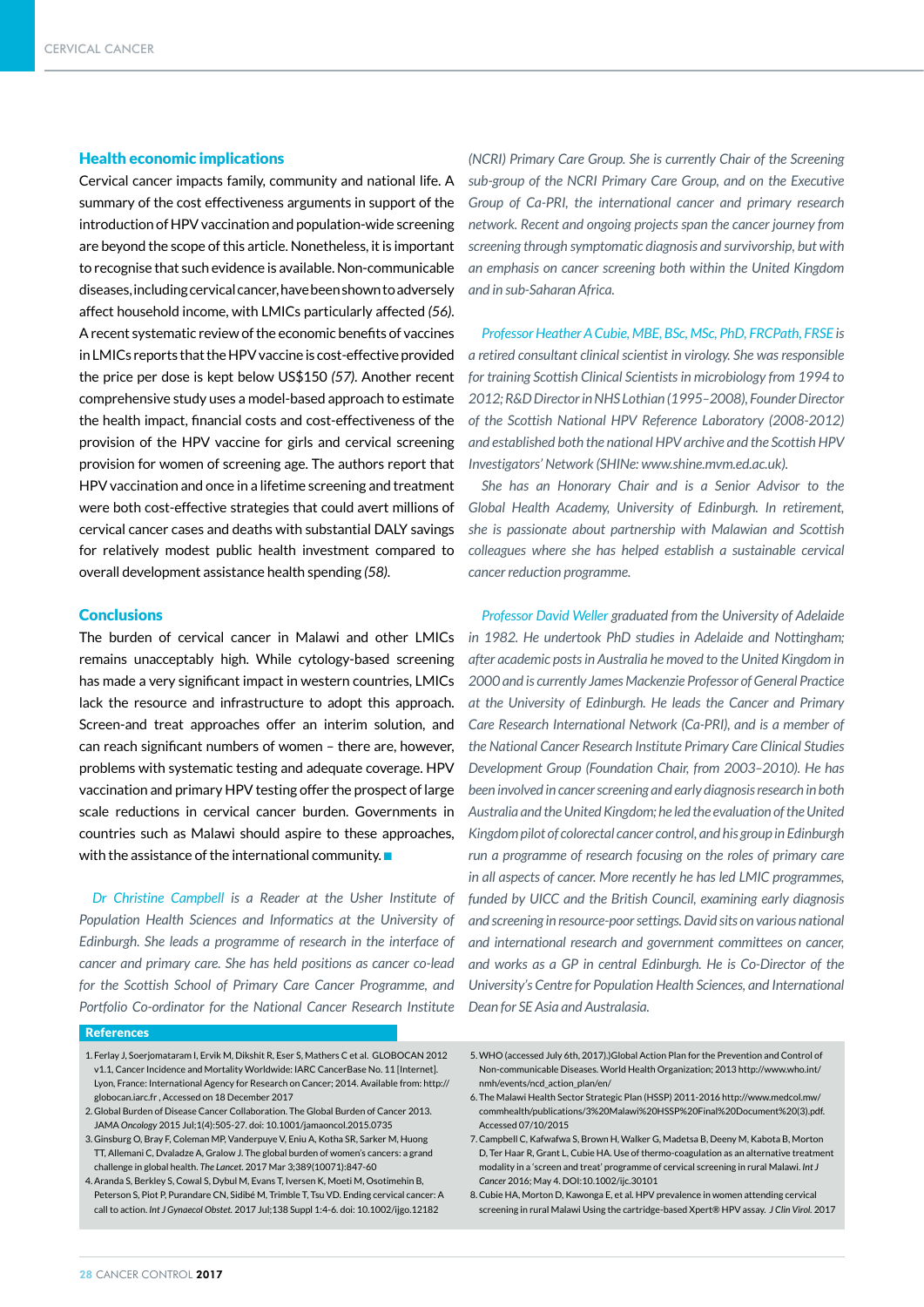## Health economic implications

Cervical cancer impacts family, community and national life. A summary of the cost effectiveness arguments in support of the introduction of HPV vaccination and population-wide screening are beyond the scope of this article. Nonetheless, it is important to recognise that such evidence is available. Non-communicable diseases, including cervical cancer, have been shown to adversely affect household income, with LMICs particularly affected *(56)*. A recent systematic review of the economic benefits of vaccines in LMICs reports that the HPV vaccine is cost-effective provided the price per dose is kept below US$150 *(57)*. Another recent comprehensive study uses a model-based approach to estimate the health impact, financial costs and cost-effectiveness of the provision of the HPV vaccine for girls and cervical screening provision for women of screening age. The authors report that HPV vaccination and once in a lifetime screening and treatment were both cost-effective strategies that could avert millions of cervical cancer cases and deaths with substantial DALY savings for relatively modest public health investment compared to overall development assistance health spending *(58)*.

## Conclusions

The burden of cervical cancer in Malawi and other LMICs remains unacceptably high. While cytology-based screening has made a very significant impact in western countries, LMICs lack the resource and infrastructure to adopt this approach. Screen-and treat approaches offer an interim solution, and can reach significant numbers of women – there are, however, problems with systematic testing and adequate coverage. HPV vaccination and primary HPV testing offer the prospect of large scale reductions in cervical cancer burden. Governments in countries such as Malawi should aspire to these approaches, with the assistance of the international community. ■

*Dr Christine Campbell is a Reader at the Usher Institute of Population Health Sciences and Informatics at the University of Edinburgh. She leads a programme of research in the interface of cancer and primary care. She has held positions as cancer co-lead for the Scottish School of Primary Care Cancer Programme, and Portfolio Co-ordinator for the National Cancer Research Institute (NCRI) Primary Care Group. She is currently Chair of the Screening sub-group of the NCRI Primary Care Group, and on the Executive Group of Ca-PRI, the international cancer and primary research network. Recent and ongoing projects span the cancer journey from screening through symptomatic diagnosis and survivorship, but with an emphasis on cancer screening both within the United Kingdom and in sub-Saharan Africa.*

*Professor Heather A Cubie, MBE, BSc, MSc, PhD, FRCPath, FRSE is a retired consultant clinical scientist in virology. She was responsible for training Scottish Clinical Scientists in microbiology from 1994 to 2012; R&D Director in NHS Lothian (1995–2008), Founder Director of the Scottish National HPV Reference Laboratory (2008-2012) and established both the national HPV archive and the Scottish HPV Investigators' Network (SHINe: www.shine.mvm.ed.ac.uk).*

*She has an Honorary Chair and is a Senior Advisor to the Global Health Academy, University of Edinburgh. In retirement, she is passionate about partnership with Malawian and Scottish colleagues where she has helped establish a sustainable cervical cancer reduction programme.*

*Professor David Weller graduated from the University of Adelaide in 1982. He undertook PhD studies in Adelaide and Nottingham; after academic posts in Australia he moved to the United Kingdom in 2000 and is currently James Mackenzie Professor of General Practice at the University of Edinburgh. He leads the Cancer and Primary Care Research International Network (Ca-PRI), and is a member of the National Cancer Research Institute Primary Care Clinical Studies Development Group (Foundation Chair, from 2003–2010). He has been involved in cancer screening and early diagnosis research in both Australia and the United Kingdom; he led the evaluation of the United Kingdom pilot of colorectal cancer control, and his group in Edinburgh run a programme of research focusing on the roles of primary care in all aspects of cancer. More recently he has led LMIC programmes, funded by UICC and the British Council, examining early diagnosis and screening in resource-poor settings. David sits on various national and international research and government committees on cancer, and works as a GP in central Edinburgh. He is Co-Director of the University's Centre for Population Health Sciences, and International Dean for SE Asia and Australasia.*

### References

1. Ferlay J, Soerjomataram I, Ervik M, Dikshit R, Eser S, Mathers C et al. GLOBOCAN 2012 v1.1, Cancer Incidence and Mortality Worldwide: IARC CancerBase No. 11 [Internet]. Lyon, France: International Agency for Research on Cancer; 2014. Available from: http://globocan.iarc.fr , Accessed on 18 December 2017
2. Global Burden of Disease Cancer Collaboration. The Global Burden of Cancer 2013. JAMA *Oncology* 2015 Jul;1(4):505-27. doi: 10.1001/jamaoncol.2015.0735
3. Ginsburg O, Bray F, Coleman MP, Vanderpuye V, Eniu A, Kotha SR, Sarker M, Huong TT, Allemani C, Dvaladze A, Gralow J. The global burden of women's cancers: a grand challenge in global health. *The Lancet.* 2017 Mar 3;389(10071):847-60
4. Aranda S, Berkley S, Cowal S, Dybul M, Evans T, Iversen K, Moeti M, Osotimehin B, Peterson S, Piot P, Purandare CN, Sidibé M, Trimble T, Tsu VD. Ending cervical cancer: A call to action. *Int J Gynaecol Obstet.* 2017 Jul;138 Suppl 1:4-6. doi: 10.1002/ijgo.12182
5. WHO (accessed July 6th, 2017).)Global Action Plan for the Prevention and Control of Non-communicable Diseases. World Health Organization; 2013 http://www.who.int/nmh/events/ncd_action_plan/en/
6. The Malawi Health Sector Strategic Plan (HSSP) 2011-2016 http://www.medcol.mw/commhealth/publications/3%20Malawi%20HSSP%20Final%20Document%20(3).pdf. Accessed 07/10/2015
7. Campbell C, Kafwafwa S, Brown H, Walker G, Madetsa B, Deeny M, Kabota B, Morton D, Ter Haar R, Grant L, Cubie HA. Use of thermo-coagulation as an alternative treatment modality in a 'screen and treat' programme of cervical screening in rural Malawi. *Int J Cancer* 2016; May 4. DOI:10.1002/ijc.30101
8. Cubie HA, Morton D, Kawonga E, et al. HPV prevalence in women attending cervical screening in rural Malawi Using the cartridge-based Xpert® HPV assay. *J Clin Virol.* 2017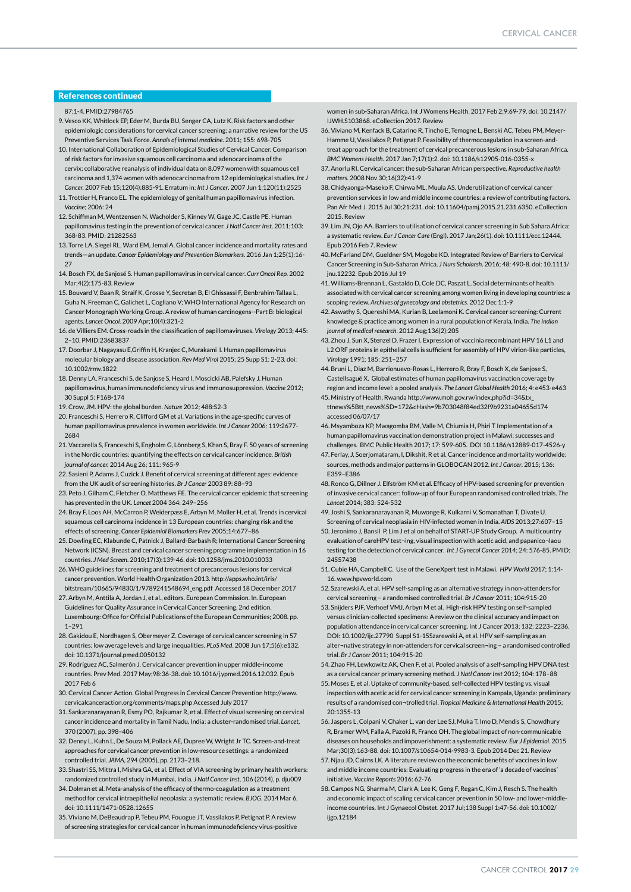## References continued

87:1-4. PMID:27984765

9. Vesco KK, Whitlock EP, Eder M, Burda BU, Senger CA, Lutz K. Risk factors and other epidemiologic considerations for cervical cancer screening: a narrative review for the US Preventive Services Task Force. *Annals of internal medicine*. 2011; 155: 698-705
10. International Collaboration of Epidemiological Studies of Cervical Cancer. Comparison of risk factors for invasive squamous cell carcinoma and adenocarcinoma of the cervix: collaborative reanalysis of individual data on 8,097 women with squamous cell carcinoma and 1,374 women with adenocarcinoma from 12 epidemiological studies. *Int J Cancer*. 2007 Feb 15;120(4):885-91. Erratum in: *Int J Cancer*. 2007 Jun 1;120(11):2525
11. Trottier H, Franco EL. The epidemiology of genital human papillomavirus infection. *Vaccine*; 2006: 24
12. Schiffman M, Wentzensen N, Wacholder S, Kinney W, Gage JC, Castle PE. Human papillomavirus testing in the prevention of cervical cancer. *J Natl Cancer Inst*. 2011;103: 368-83. PMID: 21282563
13. Torre LA, Siegel RL, Ward EM, Jemal A. Global cancer incidence and mortality rates and trends—an update. *Cancer Epidemiology and Prevention Biomarkers*. 2016 Jan 1;25(1):16-27
14. Bosch FX, de Sanjosé S. Human papillomavirus in cervical cancer. *Curr Oncol Rep*. 2002 Mar;4(2):175-83. Review
15. Bouvard V, Baan R, Straif K, Grosse Y, Secretan B, El Ghissassi F, Benbrahim-Tallaa L, Guha N, Freeman C, Galichet L, Cogliano V; WHO International Agency for Research on Cancer Monograph Working Group. A review of human carcinogens--Part B: biological agents. *Lancet Oncol*. 2009 Apr;10(4):321-2
16. de Villiers EM. Cross-roads in the classification of papillomaviruses. *Virology* 2013; 445: 2–10. PMID:23683837
17. Doorbar J, Nagayasu E,Griffin H, Kranjec C, Murakami I. Human papillomavirus molecular biology and disease association. *Rev Med Virol* 2015; 25 Supp S1: 2-23. doi: 10.1002/rmv.1822
18. Denny LA, Franceschi S, de Sanjose S, Heard I, Moscicki AB, Palefsky J. Human papillomavirus, human immunodeficiency virus and immunosuppression. *Vaccine* 2012; 30 Suppl 5: F168-174
19. Crow, JM. HPV: the global burden. *Nature* 2012; 488:S2-3
20. Franceschi S, Herrero R, Clifford GM et al. Variations in the age-specific curves of human papillomavirus prevalence in women worldwide. *Int J Cancer* 2006: 119:2677-2684
21. Vaccarella S, Franceschi S, Engholm G, Lönnberg S, Khan S, Bray F. 50 years of screening in the Nordic countries: quantifying the effects on cervical cancer incidence. *British journal of cancer*. 2014 Aug 26; 111: 965-9
22. Sasieni P, Adams J, Cuzick J. Benefit of cervical screening at different ages: evidence from the UK audit of screening histories. *Br J Cancer* 2003 89: 88–93
23. Peto J, Gilham C, Fletcher O, Matthews FE. The cervical cancer epidemic that screening has prevented in the UK. *Lancet* 2004 364: 249–256
24. Bray F, Loos AH, McCarron P, Weiderpass E, Arbyn M, Moller H, et al. Trends in cervical squamous cell carcinoma incidence in 13 European countries: changing risk and the effects of screening. *Cancer Epidemiol Biomarkers Prev* 2005;14:677–86
25. Dowling EC, Klabunde C, Patnick J, Ballard-Barbash R; International Cancer Screening Network (ICSN). Breast and cervical cancer screening programme implementation in 16 countries. *J Med Screen*. 2010;17(3):139-46. doi: 10.1258/jms.2010.010033
26. WHO guidelines for screening and treatment of precancerous lesions for cervical cancer prevention. World Health Organization 2013. http://apps.who.int/iris/bitstream/10665/94830/1/9789241548694_eng.pdf Accessed 18 December 2017
27. Arbyn M, Anttila A, Jordan J, et al., editors. European Commission. In. European Guidelines for Quality Assurance in Cervical Cancer Screening. 2nd edition. Luxembourg: Office for Official Publications of the European Communities; 2008. pp. 1–291
28. Gakidou E, Nordhagen S, Obermeyer Z. Coverage of cervical cancer screening in 57 countries: low average levels and large inequalities. *PLoS Med*. 2008 Jun 17;5(6):e132. doi: 10.1371/journal.pmed.0050132
29. Rodríguez AC, Salmerón J. Cervical cancer prevention in upper middle-income countries. Prev Med. 2017 May;98:36-38. doi: 10.1016/j.ypmed.2016.12.032. Epub 2017 Feb 6
30. Cervical Cancer Action. Global Progress in Cervical Cancer Prevention http://www.cervicalcanceraction.org/comments/maps.php Accessed July 2017
31. Sankaranarayanan R, Esmy PO, Rajkumar R, et al. Effect of visual screening on cervical cancer incidence and mortality in Tamil Nadu, India: a cluster-randomised trial. *Lancet*, 370 (2007), pp. 398–406
32. Denny L, Kuhn L, De Souza M, Pollack AE, Dupree W, Wright Jr TC. Screen-and-treat approaches for cervical cancer prevention in low-resource settings: a randomized controlled trial. *JAMA*, 294 (2005), pp. 2173–218.
33. Shastri SS, Mittra I, Mishra GA, et al. Effect of VIA screening by primary health workers: randomized controlled study in Mumbai, India. *J Natl Cancer Inst*, 106 (2014), p. dju009
34. Dolman et al. Meta-analysis of the efficacy of thermo-coagulation as a treatment method for cervical intraepithelial neoplasia: a systematic review. *BJOG*. 2014 Mar 6. doi: 10.1111/1471-0528.12655
35. Viviano M, DeBeaudrap P, Tebeu PM, Fouogue JT, Vassilakos P, Petignat P. A review of screening strategies for cervical cancer in human immunodeficiency virus-positive women in sub-Saharan Africa. Int J Womens Health. 2017 Feb 2;9:69-79. doi: 10.2147/IJWH.S103868. eCollection 2017. Review
36. Viviano M, Kenfack B, Catarino R, Tincho E, Temogne L, Benski AC, Tebeu PM, Meyer-Hamme U, Vassilakos P, Petignat P. Feasibility of thermocoagulation in a screen-and-treat approach for the treatment of cervical precancerous lesions in sub-Saharan Africa. *BMC Womens Health*. 2017 Jan 7;17(1):2. doi: 10.1186/s12905-016-0355-x
37. Anorlu RI. Cervical cancer: the sub-Saharan African perspective. *Reproductive health matters*. 2008 Nov 30;16(32):41-9
38. Chidyaonga-Maseko F, Chirwa ML, Muula AS. Underutilization of cervical cancer prevention services in low and middle income countries: a review of contributing factors. Pan Afr Med J. 2015 Jul 30;21:231. doi: 10.11604/pamj.2015.21.231.6350. eCollection 2015. Review
39. Lim JN, Ojo AA. Barriers to utilisation of cervical cancer screening in Sub Sahara Africa: a systematic review. *Eur J Cancer Care* (Engl). 2017 Jan;26(1). doi: 10.1111/ecc.12444. Epub 2016 Feb 7. Review
40. McFarland DM, Gueldner SM, Mogobe KD. Integrated Review of Barriers to Cervical Cancer Screening in Sub-Saharan Africa. *J Nurs Scholarsh*. 2016; 48: 490-8. doi: 10.1111/jnu.12232. Epub 2016 Jul 19
41. Williams-Brennan L, Gastaldo D, Cole DC, Paszat L. Social determinants of health associated with cervical cancer screening among women living in developing countries: a scoping review. *Archives of gynecology and obstetrics*. 2012 Dec 1:1-9
42. Aswathy S, Quereshi MA, Kurian B, Leelamoni K. Cervical cancer screening: Current knowledge & practice among women in a rural population of Kerala, India. *The Indian journal of medical research*. 2012 Aug;136(2):205
43. Zhou J, Sun X, Stenzel D, Frazer I. Expression of vaccinia recombinant HPV 16 L1 and L2 ORF proteins in epithelial cells is sufficient for assembly of HPV virion-like particles, *Virology* 1991; 185: 251–257
44. Bruni L, Diaz M, Barrionuevo-Rosas L, Herrero R, Bray F, Bosch X, de Sanjose S, Castellsagué X. Global estimates of human papillomavirus vaccination coverage by region and income level: a pooled analysis. *The Lancet Global Health* 2016; 4: e453-e463
45. Ministry of Health, Rwanda http://www.moh.gov.rw/index.php?id=34&tx_ttnews%5Btt_news%5D=172&cHash=9b703048f84ed32f9b9231a04655d174 accessed 06/07/17
46. Msyamboza KP, Mwagomba BM, Valle M, Chiumia H, Phiri T Implementation of a human papillomavirus vaccination demonstration project in Malawi: successes and challenges. BMC Public Health 2017; 17: 599-605. DOI 10.1186/s12889-017-4526-y
47. Ferlay, J, Soerjomataram, I, Dikshit, R et al. Cancer incidence and mortality worldwide: sources, methods and major patterns in GLOBOCAN 2012. *Int J Cancer*. 2015; 136: E359–E386
48. Ronco G, Dillner J. Elfström KM et al. Efficacy of HPV-based screening for prevention of invasive cervical cancer: follow-up of four European randomised controlled trials. *The Lancet* 2014; 383: 524-532
49. Joshi S, Sankaranarayanan R, Muwonge R, Kulkarni V, Somanathan T, Divate U. Screening of cervical neoplasia in HIV-infected women in India. *AIDS* 2013;27:607–15
50. Jeronimo J, Bansil P, Lim J et al on behalf of START-UP Study Group. A multicountry evaluation of careHPV test¬ing, visual inspection with acetic acid, and papanico¬laou testing for the detection of cervical cancer. *Int J Gynecol Cancer* 2014; 24: 576-85. PMID: 24557438
51. Cubie HA, Campbell C. Use of the GeneXpert test in Malawi. *HPV World* 2017; 1:14-16. www.hpvworld.com
52. Szarewski A, et al. HPV self-sampling as an alternative strategy in non-attenders for cervical screening – a randomised controlled trial. *Br J Cancer* 2011; 104:915-20
53. Snijders PJF, Verhoef VMJ, Arbyn M et al. High-risk HPV testing on self-sampled versus clinician-collected specimens: A review on the clinical accuracy and impact on population attendance in cervical cancer screening. Int J Cancer 2013; 132: 2223–2236. DOI: 10.1002/ijc.27790 Suppl S1-15Szarewski A, et al. HPV self-sampling as an alter¬native strategy in non-attenders for cervical screen¬ing – a randomised controlled trial. *Br J Cancer* 2011; 104:915-20
54. Zhao FH, Lewkowitz AK, Chen F, et al. Pooled analysis of a self-sampling HPV DNA test as a cervical cancer primary screening method. *J Natl Cancer Inst* 2012; 104: 178–88
55. Moses E, et al. Uptake of community-based, self-collected HPV testing vs. visual inspection with acetic acid for cervical cancer screening in Kampala, Uganda: preliminary results of a randomised con¬trolled trial. *Tropical Medicine & International Health* 2015; 20:1355-13
56. Jaspers L, Colpani V, Chaker L, van der Lee SJ, Muka T, Imo D, Mendis S, Chowdhury R, Bramer WM, Falla A, Pazoki R, Franco OH. The global impact of non-communicable diseases on households and impoverishment: a systematic review. *Eur J Epidemiol*. 2015 Mar;30(3):163-88. doi: 10.1007/s10654-014-9983-3. Epub 2014 Dec 21. Review
57. Njau JD, Cairns LK. A literature review on the economic benefits of vaccines in low and middle income countries: Evaluating progress in the era of 'a decade of vaccines' initiative. *Vaccine Reports* 2016: 62-76
58. Campos NG, Sharma M, Clark A, Lee K, Geng F, Regan C, Kim J, Resch S. The health and economic impact of scaling cervical cancer prevention in 50 low- and lower-middle-income countries. Int J Gynaecol Obstet. 2017 Jul;138 Suppl 1:47-56. doi: 10.1002/ijgo.12184